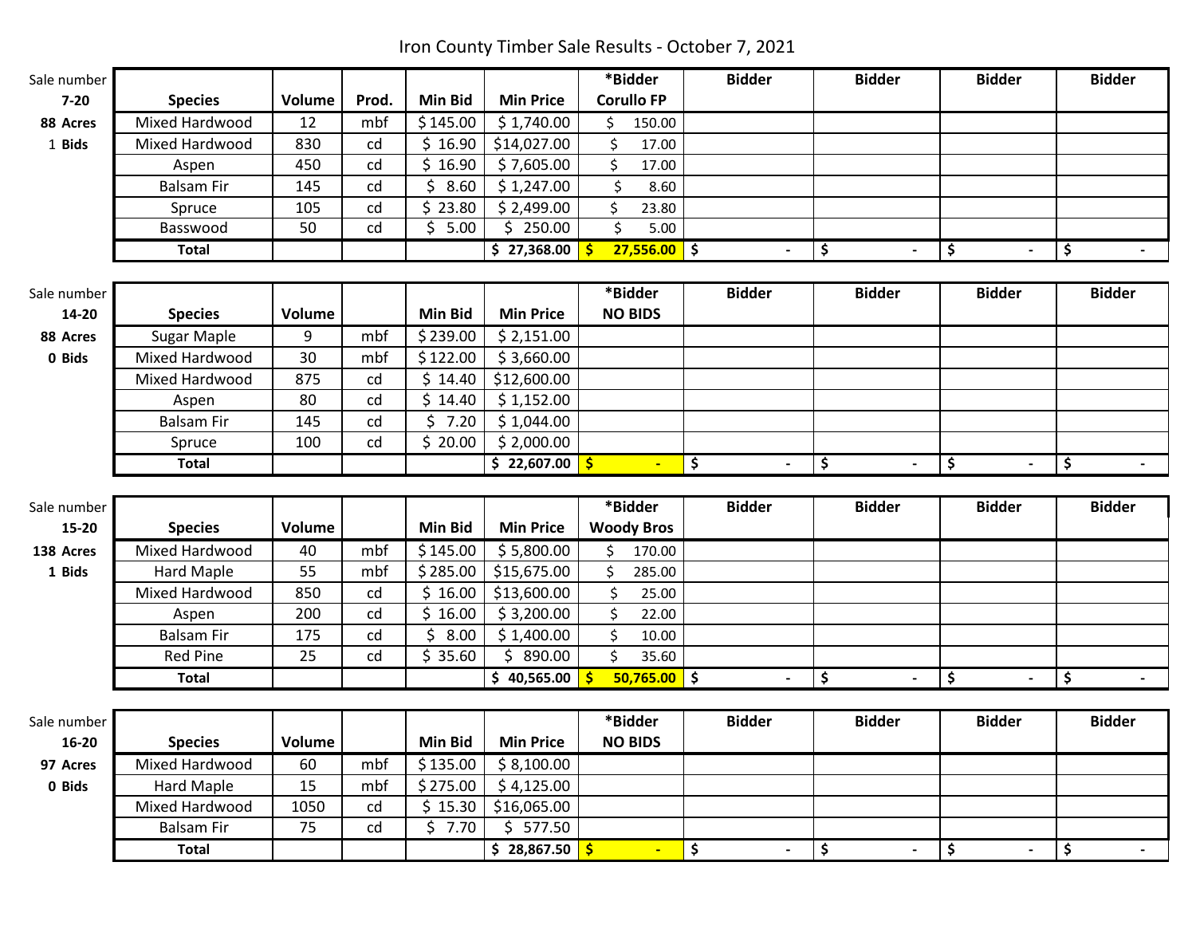# Iron County Timber Sale Results - October 7, 2021

| Sale number 7-20 | Species | Volume | Prod. | Min Bid | Min Price | *Bidder Corullo FP | Bidder | Bidder | Bidder | Bidder |
|---|---|---|---|---|---|---|---|---|---|---|
| 88 Acres | Mixed Hardwood | 12 | mbf | $ 145.00 | $ 1,740.00 | $ 150.00 | | | | |
| 1 Bids | Mixed Hardwood | 830 | cd | $ 16.90 | $14,027.00 | $ 17.00 | | | | |
| | Aspen | 450 | cd | $ 16.90 | $ 7,605.00 | $ 17.00 | | | | |
| | Balsam Fir | 145 | cd | $ 8.60 | $ 1,247.00 | $ 8.60 | | | | |
| | Spruce | 105 | cd | $ 23.80 | $ 2,499.00 | $ 23.80 | | | | |
| | Basswood | 50 | cd | $ 5.00 | $ 250.00 | $ 5.00 | | | | |
| | **Total** | | | | **$ 27,368.00** | **$ 27,556.00** | **$ -** | **$ -** | **$ -** | **$ -** |

| Sale number 14-20 | Species | Volume | | Min Bid | Min Price | *Bidder NO BIDS | Bidder | Bidder | Bidder | Bidder |
|---|---|---|---|---|---|---|---|---|---|---|
| 88 Acres | Sugar Maple | 9 | mbf | $ 239.00 | $ 2,151.00 | | | | | |
| 0 Bids | Mixed Hardwood | 30 | mbf | $ 122.00 | $ 3,660.00 | | | | | |
| | Mixed Hardwood | 875 | cd | $ 14.40 | $12,600.00 | | | | | |
| | Aspen | 80 | cd | $ 14.40 | $ 1,152.00 | | | | | |
| | Balsam Fir | 145 | cd | $ 7.20 | $ 1,044.00 | | | | | |
| | Spruce | 100 | cd | $ 20.00 | $ 2,000.00 | | | | | |
| | **Total** | | | | **$ 22,607.00** | **$ -** | **$ -** | **$ -** | **$ -** | **$ -** |

| Sale number 15-20 | Species | Volume | | Min Bid | Min Price | *Bidder Woody Bros | Bidder | Bidder | Bidder | Bidder |
|---|---|---|---|---|---|---|---|---|---|---|
| 138 Acres | Mixed Hardwood | 40 | mbf | $ 145.00 | $ 5,800.00 | $ 170.00 | | | | |
| 1 Bids | Hard Maple | 55 | mbf | $ 285.00 | $15,675.00 | $ 285.00 | | | | |
| | Mixed Hardwood | 850 | cd | $ 16.00 | $13,600.00 | $ 25.00 | | | | |
| | Aspen | 200 | cd | $ 16.00 | $ 3,200.00 | $ 22.00 | | | | |
| | Balsam Fir | 175 | cd | $ 8.00 | $ 1,400.00 | $ 10.00 | | | | |
| | Red Pine | 25 | cd | $ 35.60 | $ 890.00 | $ 35.60 | | | | |
| | **Total** | | | | **$ 40,565.00** | **$ 50,765.00** | **$ -** | **$ -** | **$ -** | **$ -** |

| Sale number 16-20 | Species | Volume | | Min Bid | Min Price | *Bidder NO BIDS | Bidder | Bidder | Bidder | Bidder |
|---|---|---|---|---|---|---|---|---|---|---|
| 97 Acres | Mixed Hardwood | 60 | mbf | $ 135.00 | $ 8,100.00 | | | | | |
| 0 Bids | Hard Maple | 15 | mbf | $ 275.00 | $ 4,125.00 | | | | | |
| | Mixed Hardwood | 1050 | cd | $ 15.30 | $16,065.00 | | | | | |
| | Balsam Fir | 75 | cd | $ 7.70 | $ 577.50 | | | | | |
| | **Total** | | | | **$ 28,867.50** | **$ -** | **$ -** | **$ -** | **$ -** | **$ -** |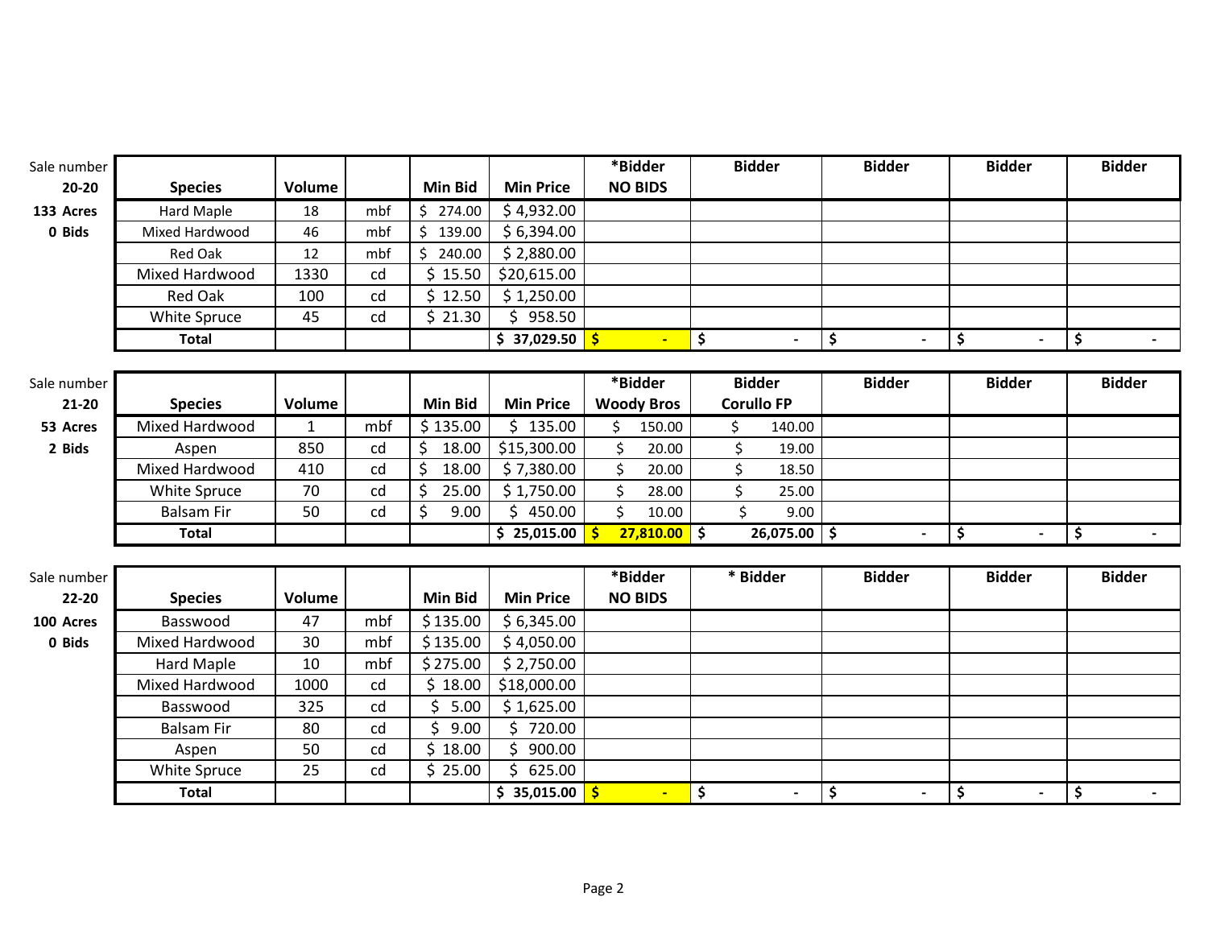| Sale number 20-20 | Species | Volume | | Min Bid | Min Price | *Bidder NO BIDS | Bidder | Bidder | Bidder | Bidder |
|---|---|---|---|---|---|---|---|---|---|---|
| 133 Acres | Hard Maple | 18 | mbf | $ 274.00 | $ 4,932.00 | | | | | |
| 0 Bids | Mixed Hardwood | 46 | mbf | $ 139.00 | $ 6,394.00 | | | | | |
| | Red Oak | 12 | mbf | $ 240.00 | $ 2,880.00 | | | | | |
| | Mixed Hardwood | 1330 | cd | $ 15.50 | $20,615.00 | | | | | |
| | Red Oak | 100 | cd | $ 12.50 | $ 1,250.00 | | | | | |
| | White Spruce | 45 | cd | $ 21.30 | $ 958.50 | | | | | |
| | **Total** | | | | **$ 37,029.50** | **$ -** | **$ -** | **$ -** | **$ -** | **$ -** |

| Sale number 21-20 | Species | Volume | | Min Bid | Min Price | *Bidder Woody Bros | Bidder Corullo FP | Bidder | Bidder | Bidder |
|---|---|---|---|---|---|---|---|---|---|---|
| 53 Acres | Mixed Hardwood | 1 | mbf | $ 135.00 | $ 135.00 | $ 150.00 | $ 140.00 | | | |
| 2 Bids | Aspen | 850 | cd | $ 18.00 | $15,300.00 | $ 20.00 | $ 19.00 | | | |
| | Mixed Hardwood | 410 | cd | $ 18.00 | $ 7,380.00 | $ 20.00 | $ 18.50 | | | |
| | White Spruce | 70 | cd | $ 25.00 | $ 1,750.00 | $ 28.00 | $ 25.00 | | | |
| | Balsam Fir | 50 | cd | $ 9.00 | $ 450.00 | $ 10.00 | $ 9.00 | | | |
| | **Total** | | | | **$ 25,015.00** | **$ 27,810.00** | **$ 26,075.00** | **$ -** | **$ -** | **$ -** |

| Sale number 22-20 | Species | Volume | | Min Bid | Min Price | *Bidder NO BIDS | * Bidder | Bidder | Bidder | Bidder |
|---|---|---|---|---|---|---|---|---|---|---|
| 100 Acres | Basswood | 47 | mbf | $135.00 | $ 6,345.00 | | | | | |
| 0 Bids | Mixed Hardwood | 30 | mbf | $135.00 | $ 4,050.00 | | | | | |
| | Hard Maple | 10 | mbf | $275.00 | $ 2,750.00 | | | | | |
| | Mixed Hardwood | 1000 | cd | $ 18.00 | $18,000.00 | | | | | |
| | Basswood | 325 | cd | $ 5.00 | $ 1,625.00 | | | | | |
| | Balsam Fir | 80 | cd | $ 9.00 | $ 720.00 | | | | | |
| | Aspen | 50 | cd | $ 18.00 | $ 900.00 | | | | | |
| | White Spruce | 25 | cd | $ 25.00 | $ 625.00 | | | | | |
| | **Total** | | | | **$ 35,015.00** | **$ -** | **$ -** | **$ -** | **$ -** | **$ -** |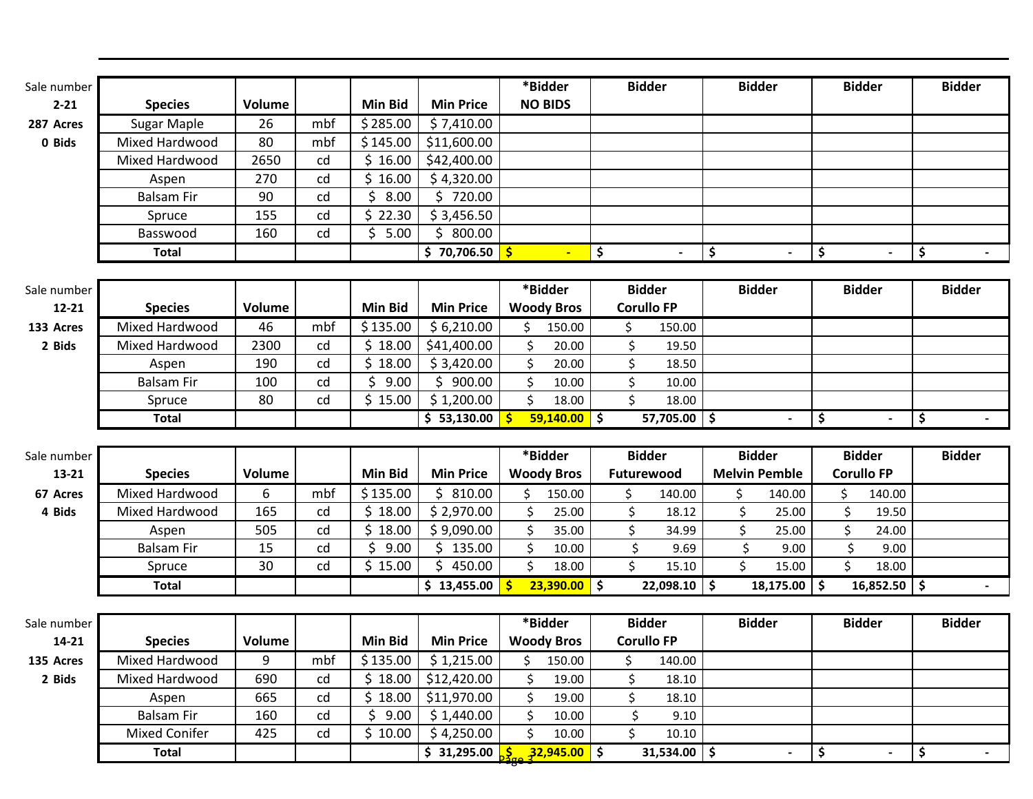| Sale number 2-21 287 Acres 0 Bids | Species | Volume | | Min Bid | Min Price | *Bidder NO BIDS | Bidder | Bidder | Bidder | Bidder |
|---|---|---|---|---|---|---|---|---|---|---|
| | Sugar Maple | 26 | mbf | $ 285.00 | $ 7,410.00 | | | | | |
| | Mixed Hardwood | 80 | mbf | $ 145.00 | $11,600.00 | | | | | |
| | Mixed Hardwood | 2650 | cd | $ 16.00 | $42,400.00 | | | | | |
| | Aspen | 270 | cd | $ 16.00 | $ 4,320.00 | | | | | |
| | Balsam Fir | 90 | cd | $ 8.00 | $ 720.00 | | | | | |
| | Spruce | 155 | cd | $ 22.30 | $ 3,456.50 | | | | | |
| | Basswood | 160 | cd | $ 5.00 | $ 800.00 | | | | | |
| | **Total** | | | | **$ 70,706.50** | **$ -** | **$ -** | **$ -** | **$ -** | **$ -** |

| Sale number 12-21 133 Acres 2 Bids | Species | Volume | | Min Bid | Min Price | *Bidder Woody Bros | Bidder Corullo FP | Bidder | Bidder | Bidder |
|---|---|---|---|---|---|---|---|---|---|---|
| | Mixed Hardwood | 46 | mbf | $ 135.00 | $ 6,210.00 | $ 150.00 | $ 150.00 | | | |
| | Mixed Hardwood | 2300 | cd | $ 18.00 | $41,400.00 | $ 20.00 | $ 19.50 | | | |
| | Aspen | 190 | cd | $ 18.00 | $ 3,420.00 | $ 20.00 | $ 18.50 | | | |
| | Balsam Fir | 100 | cd | $ 9.00 | $ 900.00 | $ 10.00 | $ 10.00 | | | |
| | Spruce | 80 | cd | $ 15.00 | $ 1,200.00 | $ 18.00 | $ 18.00 | | | |
| | **Total** | | | | **$ 53,130.00** | **$ 59,140.00** | **$ 57,705.00** | **$ -** | **$ -** | **$ -** |

| Sale number 13-21 67 Acres 4 Bids | Species | Volume | | Min Bid | Min Price | *Bidder Woody Bros | Bidder Futurewood | Bidder Melvin Pemble | Bidder Corullo FP | Bidder |
|---|---|---|---|---|---|---|---|---|---|---|
| | Mixed Hardwood | 6 | mbf | $ 135.00 | $ 810.00 | $ 150.00 | $ 140.00 | $ 140.00 | $ 140.00 | |
| | Mixed Hardwood | 165 | cd | $ 18.00 | $ 2,970.00 | $ 25.00 | $ 18.12 | $ 25.00 | $ 19.50 | |
| | Aspen | 505 | cd | $ 18.00 | $ 9,090.00 | $ 35.00 | $ 34.99 | $ 25.00 | $ 24.00 | |
| | Balsam Fir | 15 | cd | $ 9.00 | $ 135.00 | $ 10.00 | $ 9.69 | $ 9.00 | $ 9.00 | |
| | Spruce | 30 | cd | $ 15.00 | $ 450.00 | $ 18.00 | $ 15.10 | $ 15.00 | $ 18.00 | |
| | **Total** | | | | **$ 13,455.00** | **$ 23,390.00** | **$ 22,098.10** | **$ 18,175.00** | **$ 16,852.50** | **$ -** |

| Sale number 14-21 135 Acres 2 Bids | Species | Volume | | Min Bid | Min Price | *Bidder Woody Bros | Bidder Corullo FP | Bidder | Bidder | Bidder |
|---|---|---|---|---|---|---|---|---|---|---|
| | Mixed Hardwood | 9 | mbf | $ 135.00 | $ 1,215.00 | $ 150.00 | $ 140.00 | | | |
| | Mixed Hardwood | 690 | cd | $ 18.00 | $12,420.00 | $ 19.00 | $ 18.10 | | | |
| | Aspen | 665 | cd | $ 18.00 | $11,970.00 | $ 19.00 | $ 18.10 | | | |
| | Balsam Fir | 160 | cd | $ 9.00 | $ 1,440.00 | $ 10.00 | $ 9.10 | | | |
| | Mixed Conifer | 425 | cd | $ 10.00 | $ 4,250.00 | $ 10.00 | $ 10.10 | | | |
| | **Total** | | | | **$ 31,295.00** | **$ 32,945.00** | **$ 31,534.00** | **$ -** | **$ -** | **$ -** |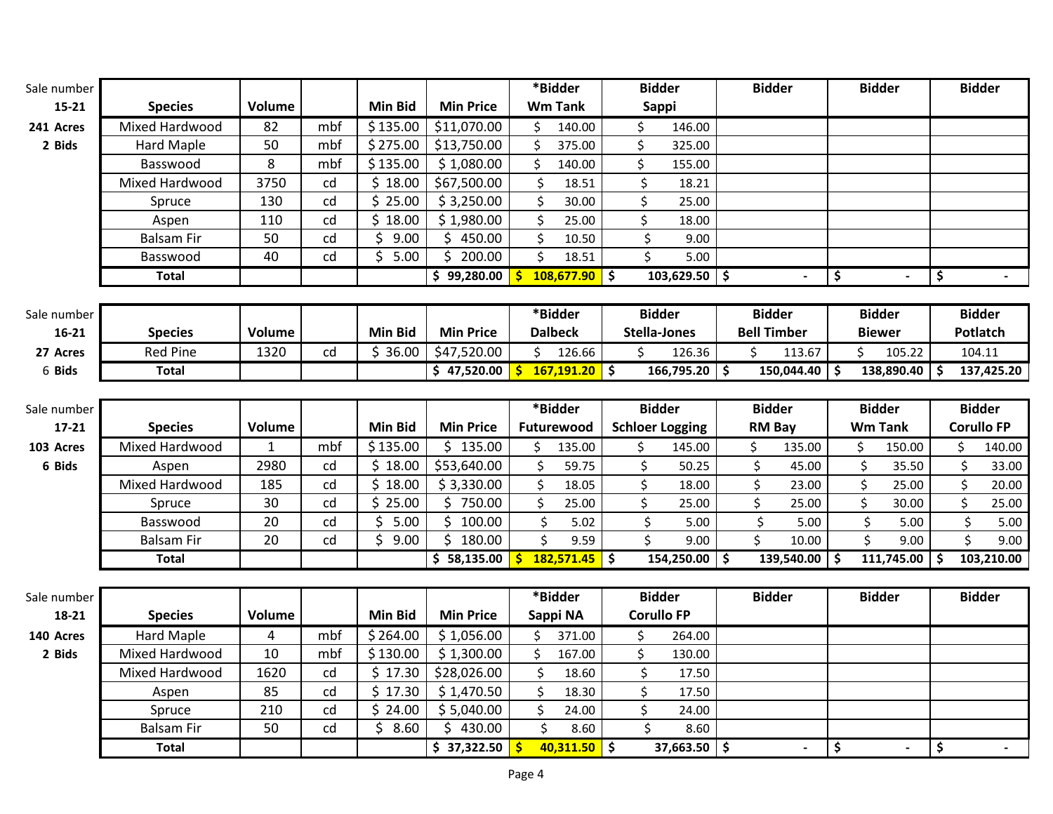| Sale number 15-21 | Species | Volume | | Min Bid | Min Price | *Bidder Wm Tank | Bidder Sappi | Bidder | Bidder | Bidder |
|---|---|---|---|---|---|---|---|---|---|---|
| 241 Acres | Mixed Hardwood | 82 | mbf | $ 135.00 | $11,070.00 | $ 140.00 | $ 146.00 | | | |
| 2 Bids | Hard Maple | 50 | mbf | $ 275.00 | $13,750.00 | $ 375.00 | $ 325.00 | | | |
| | Basswood | 8 | mbf | $ 135.00 | $ 1,080.00 | $ 140.00 | $ 155.00 | | | |
| | Mixed Hardwood | 3750 | cd | $ 18.00 | $67,500.00 | $ 18.51 | $ 18.21 | | | |
| | Spruce | 130 | cd | $ 25.00 | $ 3,250.00 | $ 30.00 | $ 25.00 | | | |
| | Aspen | 110 | cd | $ 18.00 | $ 1,980.00 | $ 25.00 | $ 18.00 | | | |
| | Balsam Fir | 50 | cd | $ 9.00 | $ 450.00 | $ 10.50 | $ 9.00 | | | |
| | Basswood | 40 | cd | $ 5.00 | $ 200.00 | $ 18.51 | $ 5.00 | | | |
| | **Total** | | | | **$ 99,280.00** | **$ 108,677.90** | **$ 103,629.50** | **$ -** | **$ -** | **$ -** |

| Sale number 16-21 | Species | Volume | | Min Bid | Min Price | *Bidder Dalbeck | Bidder Stella-Jones | Bidder Bell Timber | Bidder Biewer | Bidder Potlatch |
|---|---|---|---|---|---|---|---|---|---|---|
| 27 Acres | Red Pine | 1320 | cd | $ 36.00 | $47,520.00 | $ 126.66 | $ 126.36 | $ 113.67 | $ 105.22 | 104.11 |
| 6 Bids | **Total** | | | | **$ 47,520.00** | **$ 167,191.20** | **$ 166,795.20** | **$ 150,044.40** | **$ 138,890.40** | **$ 137,425.20** |

| Sale number 17-21 | Species | Volume | | Min Bid | Min Price | *Bidder Futurewood | Bidder Schloer Logging | Bidder RM Bay | Bidder Wm Tank | Bidder Corullo FP |
|---|---|---|---|---|---|---|---|---|---|---|
| 103 Acres | Mixed Hardwood | 1 | mbf | $ 135.00 | $ 135.00 | $ 135.00 | $ 145.00 | $ 135.00 | $ 150.00 | $ 140.00 |
| 6 Bids | Aspen | 2980 | cd | $ 18.00 | $53,640.00 | $ 59.75 | $ 50.25 | $ 45.00 | $ 35.50 | $ 33.00 |
| | Mixed Hardwood | 185 | cd | $ 18.00 | $ 3,330.00 | $ 18.05 | $ 18.00 | $ 23.00 | $ 25.00 | $ 20.00 |
| | Spruce | 30 | cd | $ 25.00 | $ 750.00 | $ 25.00 | $ 25.00 | $ 25.00 | $ 30.00 | $ 25.00 |
| | Basswood | 20 | cd | $ 5.00 | $ 100.00 | $ 5.02 | $ 5.00 | $ 5.00 | $ 5.00 | $ 5.00 |
| | Balsam Fir | 20 | cd | $ 9.00 | $ 180.00 | $ 9.59 | $ 9.00 | $ 10.00 | $ 9.00 | $ 9.00 |
| | **Total** | | | | **$ 58,135.00** | **$ 182,571.45** | **$ 154,250.00** | **$ 139,540.00** | **$ 111,745.00** | **$ 103,210.00** |

| Sale number 18-21 | Species | Volume | | Min Bid | Min Price | *Bidder Sappi NA | Bidder Corullo FP | Bidder | Bidder | Bidder |
|---|---|---|---|---|---|---|---|---|---|---|
| 140 Acres | Hard Maple | 4 | mbf | $ 264.00 | $ 1,056.00 | $ 371.00 | $ 264.00 | | | |
| 2 Bids | Mixed Hardwood | 10 | mbf | $ 130.00 | $ 1,300.00 | $ 167.00 | $ 130.00 | | | |
| | Mixed Hardwood | 1620 | cd | $ 17.30 | $28,026.00 | $ 18.60 | $ 17.50 | | | |
| | Aspen | 85 | cd | $ 17.30 | $ 1,470.50 | $ 18.30 | $ 17.50 | | | |
| | Spruce | 210 | cd | $ 24.00 | $ 5,040.00 | $ 24.00 | $ 24.00 | | | |
| | Balsam Fir | 50 | cd | $ 8.60 | $ 430.00 | $ 8.60 | $ 8.60 | | | |
| | **Total** | | | | **$ 37,322.50** | **$ 40,311.50** | **$ 37,663.50** | **$ -** | **$ -** | **$ -** |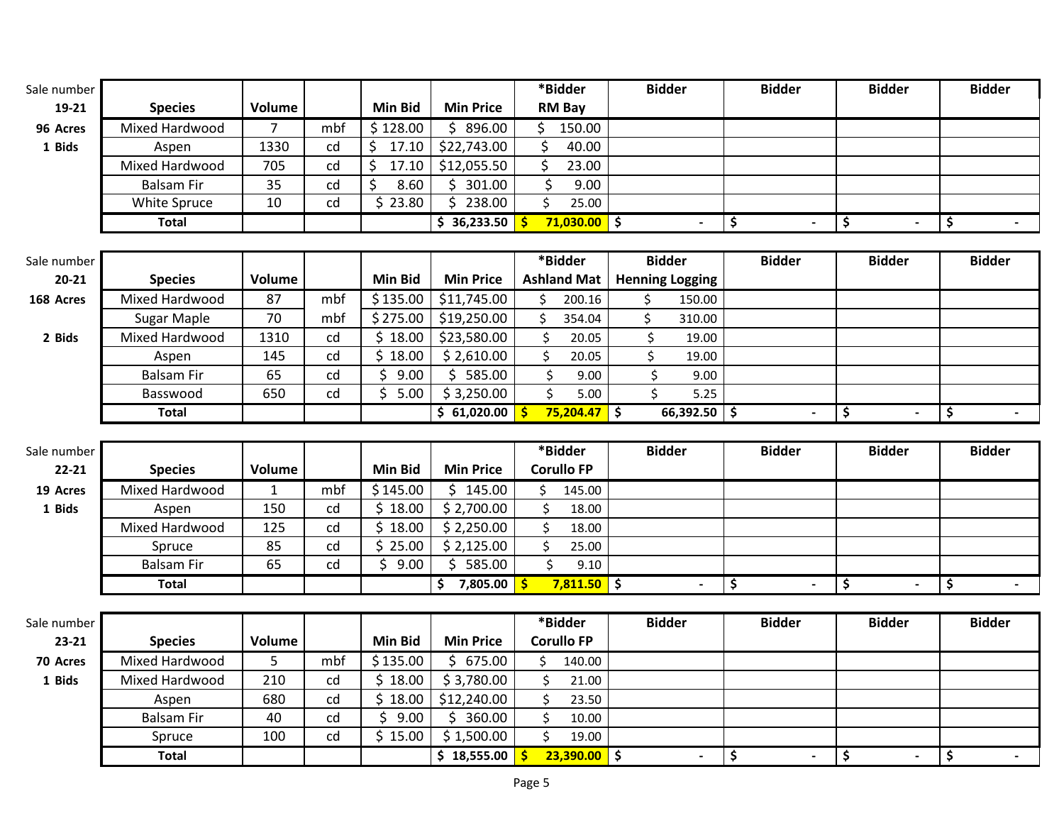| Sale number | Species | Volume | | Min Bid | Min Price | *Bidder | Bidder | Bidder | Bidder | Bidder |
|---|---|---|---|---|---|---|---|---|---|---|
| 19-21 | | | | | | RM Bay | | | | |
| 96 Acres | Mixed Hardwood | 7 | mbf | $ 128.00 | $ 896.00 | $ 150.00 | | | | |
| 1 Bids | Aspen | 1330 | cd | $ 17.10 | $22,743.00 | $ 40.00 | | | | |
| | Mixed Hardwood | 705 | cd | $ 17.10 | $12,055.50 | $ 23.00 | | | | |
| | Balsam Fir | 35 | cd | $ 8.60 | $ 301.00 | $ 9.00 | | | | |
| | White Spruce | 10 | cd | $ 23.80 | $ 238.00 | $ 25.00 | | | | |
| | **Total** | | | | **$ 36,233.50** | **$ 71,030.00** | **$ -** | **$ -** | **$ -** | **$ -** |

| Sale number | Species | Volume | | Min Bid | Min Price | *Bidder | Bidder | Bidder | Bidder | Bidder |
|---|---|---|---|---|---|---|---|---|---|---|
| 20-21 | | | | | | Ashland Mat | Henning Logging | | | |
| 168 Acres | Mixed Hardwood | 87 | mbf | $ 135.00 | $11,745.00 | $ 200.16 | $ 150.00 | | | |
| | Sugar Maple | 70 | mbf | $ 275.00 | $19,250.00 | $ 354.04 | $ 310.00 | | | |
| 2 Bids | Mixed Hardwood | 1310 | cd | $ 18.00 | $23,580.00 | $ 20.05 | $ 19.00 | | | |
| | Aspen | 145 | cd | $ 18.00 | $ 2,610.00 | $ 20.05 | $ 19.00 | | | |
| | Balsam Fir | 65 | cd | $ 9.00 | $ 585.00 | $ 9.00 | $ 9.00 | | | |
| | Basswood | 650 | cd | $ 5.00 | $ 3,250.00 | $ 5.00 | $ 5.25 | | | |
| | **Total** | | | | **$ 61,020.00** | **$ 75,204.47** | **$ 66,392.50** | **$ -** | **$ -** | **$ -** |

| Sale number | Species | Volume | | Min Bid | Min Price | *Bidder | Bidder | Bidder | Bidder | Bidder |
|---|---|---|---|---|---|---|---|---|---|---|
| 22-21 | | | | | | Corullo FP | | | | |
| 19 Acres | Mixed Hardwood | 1 | mbf | $ 145.00 | $ 145.00 | $ 145.00 | | | | |
| 1 Bids | Aspen | 150 | cd | $ 18.00 | $ 2,700.00 | $ 18.00 | | | | |
| | Mixed Hardwood | 125 | cd | $ 18.00 | $ 2,250.00 | $ 18.00 | | | | |
| | Spruce | 85 | cd | $ 25.00 | $ 2,125.00 | $ 25.00 | | | | |
| | Balsam Fir | 65 | cd | $ 9.00 | $ 585.00 | $ 9.10 | | | | |
| | **Total** | | | | **$ 7,805.00** | **$ 7,811.50** | **$ -** | **$ -** | **$ -** | **$ -** |

| Sale number | Species | Volume | | Min Bid | Min Price | *Bidder | Bidder | Bidder | Bidder | Bidder |
|---|---|---|---|---|---|---|---|---|---|---|
| 23-21 | | | | | | Corullo FP | | | | |
| 70 Acres | Mixed Hardwood | 5 | mbf | $ 135.00 | $ 675.00 | $ 140.00 | | | | |
| 1 Bids | Mixed Hardwood | 210 | cd | $ 18.00 | $ 3,780.00 | $ 21.00 | | | | |
| | Aspen | 680 | cd | $ 18.00 | $12,240.00 | $ 23.50 | | | | |
| | Balsam Fir | 40 | cd | $ 9.00 | $ 360.00 | $ 10.00 | | | | |
| | Spruce | 100 | cd | $ 15.00 | $ 1,500.00 | $ 19.00 | | | | |
| | **Total** | | | | **$ 18,555.00** | **$ 23,390.00** | **$ -** | **$ -** | **$ -** | **$ -** |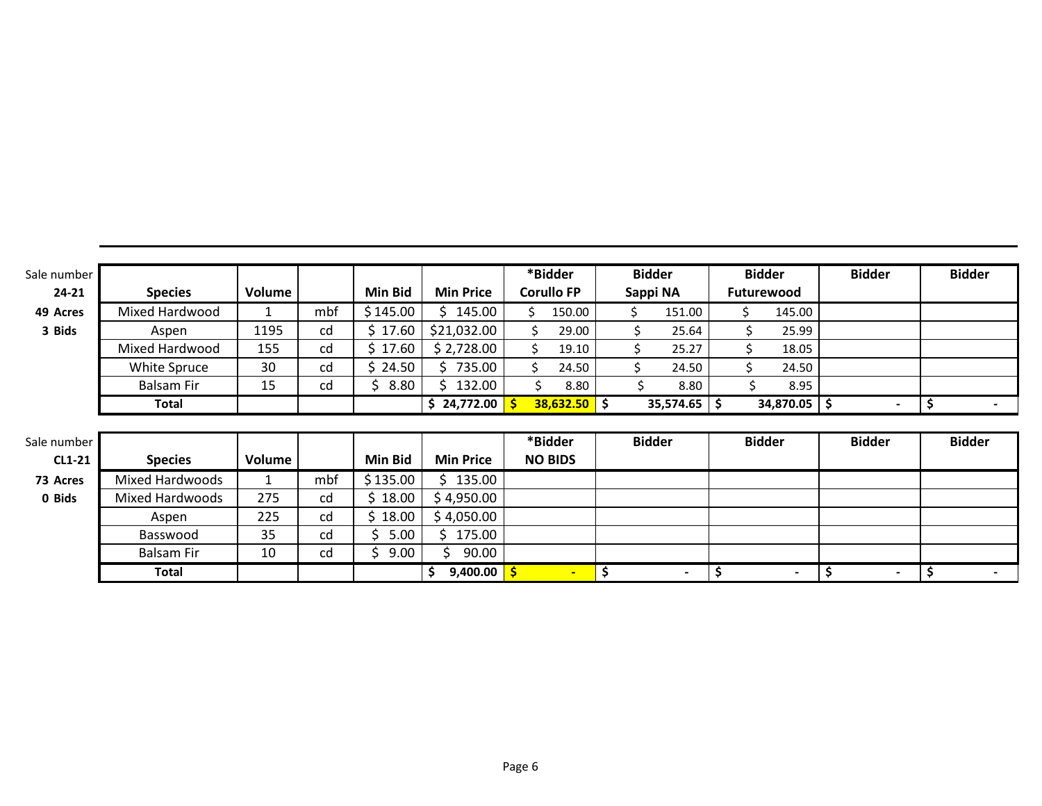| Sale number 24-21 | Species | Volume | | Min Bid | Min Price | *Bidder Corullo FP | Bidder Sappi NA | Bidder Futurewood | Bidder | Bidder |
|---|---|---|---|---|---|---|---|---|---|---|
| 49 Acres | Mixed Hardwood | 1 | mbf | $ 145.00 | $ 145.00 | $ 150.00 | $ 151.00 | $ 145.00 | | |
| 3 Bids | Aspen | 1195 | cd | $ 17.60 | $21,032.00 | $ 29.00 | $ 25.64 | $ 25.99 | | |
| | Mixed Hardwood | 155 | cd | $ 17.60 | $ 2,728.00 | $ 19.10 | $ 25.27 | $ 18.05 | | |
| | White Spruce | 30 | cd | $ 24.50 | $ 735.00 | $ 24.50 | $ 24.50 | $ 24.50 | | |
| | Balsam Fir | 15 | cd | $ 8.80 | $ 132.00 | $ 8.80 | $ 8.80 | $ 8.95 | | |
| | **Total** | | | | **$ 24,772.00** | **$ 38,632.50** | **$ 35,574.65** | **$ 34,870.05** | **$ -** | **$ -** |

| Sale number CL1-21 | Species | Volume | | Min Bid | Min Price | *Bidder NO BIDS | Bidder | Bidder | Bidder | Bidder |
|---|---|---|---|---|---|---|---|---|---|---|
| 73 Acres | Mixed Hardwoods | 1 | mbf | $ 135.00 | $ 135.00 | | | | | |
| 0 Bids | Mixed Hardwoods | 275 | cd | $ 18.00 | $ 4,950.00 | | | | | |
| | Aspen | 225 | cd | $ 18.00 | $ 4,050.00 | | | | | |
| | Basswood | 35 | cd | $ 5.00 | $ 175.00 | | | | | |
| | Balsam Fir | 10 | cd | $ 9.00 | $ 90.00 | | | | | |
| | **Total** | | | | **$ 9,400.00** | **$ -** | **$ -** | **$ -** | **$ -** | **$ -** |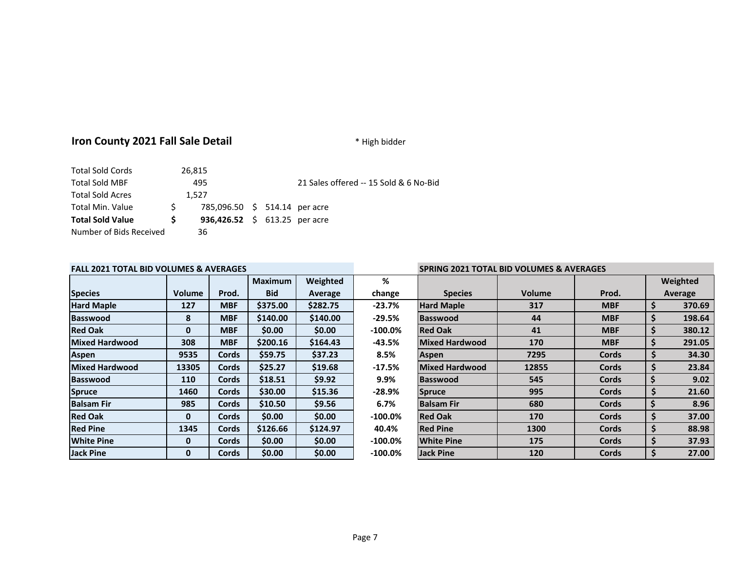## Iron County 2021 Fall Sale Detail

* High bidder

| | | | |
|---|---|---|---|
| Total Sold Cords | 26,815 | | |
| Total Sold MBF | 495 | | 21 Sales offered -- 15 Sold & 6 No-Bid |
| Total Sold Acres | 1,527 | | |
| Total Min. Value | $ 785,096.50 | $ 514.14 | per acre |
| **Total Sold Value** | **$ 936,426.52** | $ 613.25 | per acre |
| Number of Bids Received | 36 | | |

**FALL 2021 TOTAL BID VOLUMES & AVERAGES**

| Species | Volume | Prod. | Maximum Bid | Weighted Average | % change |
|---|---|---|---|---|---|
| **Hard Maple** | **127** | **MBF** | **$375.00** | **$282.75** | **-23.7%** |
| **Basswood** | **8** | **MBF** | **$140.00** | **$140.00** | **-29.5%** |
| **Red Oak** | **0** | **MBF** | **$0.00** | **$0.00** | **-100.0%** |
| **Mixed Hardwood** | **308** | **MBF** | **$200.16** | **$164.43** | **-43.5%** |
| **Aspen** | **9535** | **Cords** | **$59.75** | **$37.23** | **8.5%** |
| **Mixed Hardwood** | **13305** | **Cords** | **$25.27** | **$19.68** | **-17.5%** |
| **Basswood** | **110** | **Cords** | **$18.51** | **$9.92** | **9.9%** |
| **Spruce** | **1460** | **Cords** | **$30.00** | **$15.36** | **-28.9%** |
| **Balsam Fir** | **985** | **Cords** | **$10.50** | **$9.56** | **6.7%** |
| **Red Oak** | **0** | **Cords** | **$0.00** | **$0.00** | **-100.0%** |
| **Red Pine** | **1345** | **Cords** | **$126.66** | **$124.97** | **40.4%** |
| **White Pine** | **0** | **Cords** | **$0.00** | **$0.00** | **-100.0%** |
| **Jack Pine** | **0** | **Cords** | **$0.00** | **$0.00** | **-100.0%** |

**SPRING 2021 TOTAL BID VOLUMES & AVERAGES**

| Species | Volume | Prod. | Weighted Average |
|---|---|---|---|
| **Hard Maple** | **317** | **MBF** | **$ 370.69** |
| **Basswood** | **44** | **MBF** | **$ 198.64** |
| **Red Oak** | **41** | **MBF** | **$ 380.12** |
| **Mixed Hardwood** | **170** | **MBF** | **$ 291.05** |
| **Aspen** | **7295** | **Cords** | **$ 34.30** |
| **Mixed Hardwood** | **12855** | **Cords** | **$ 23.84** |
| **Basswood** | **545** | **Cords** | **$ 9.02** |
| **Spruce** | **995** | **Cords** | **$ 21.60** |
| **Balsam Fir** | **680** | **Cords** | **$ 8.96** |
| **Red Oak** | **170** | **Cords** | **$ 37.00** |
| **Red Pine** | **1300** | **Cords** | **$ 88.98** |
| **White Pine** | **175** | **Cords** | **$ 37.93** |
| **Jack Pine** | **120** | **Cords** | **$ 27.00** |